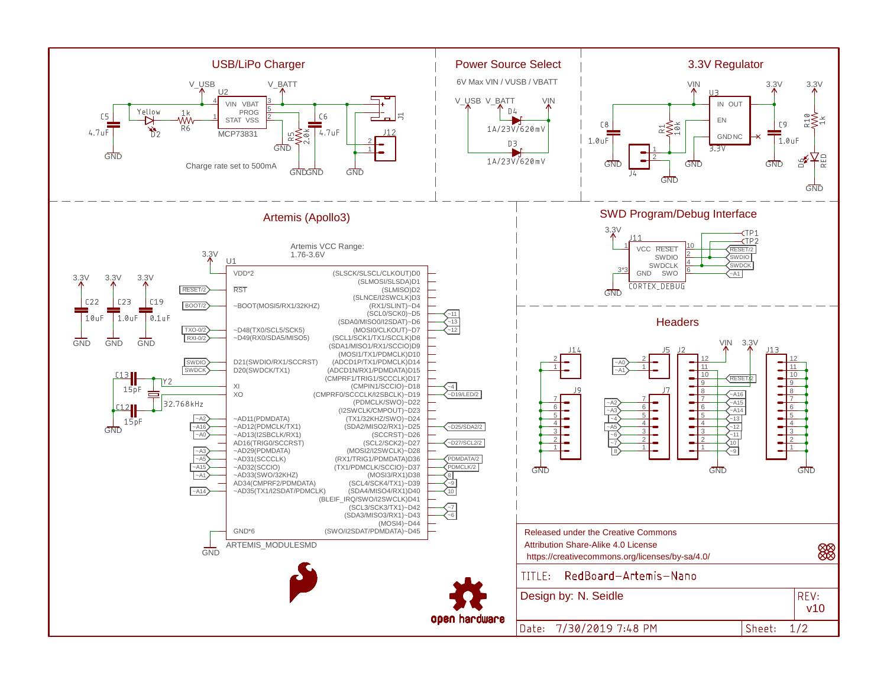## USB/LiPo Charger

V_USB, V_BATT

U2: MCP73831 (VIN, VBAT, PROG, STAT, VSS)

C5 4.7uF, D2 Yellow, R6 1k, R5 2.0k, C6 4.7uF, J1, J12

Charge rate set to 500mA

## Power Source Select

6V Max VIN / VUSB / VBATT

V_USB, V_BATT, VIN

D4 1A/23V/620mV

D3 1A/23V/620mV

## 3.3V Regulator

VIN, 3.3V

U3 (IN, OUT, EN, GND, NC) 3.3V

C8 1.0uF, R1 10k, C9 1.0uF, J4, R10 1k, D6 RED

## Artemis (Apollo3)

Artemis VCC Range: 1.76-3.6V

U1 ARTEMIS_MODULESMD

C22 10uF, C23 1.0uF, C19 0.1uF

C13 15pF, C12 15pF, Y2 32.768kHz

| Left pins | Right pins |
|---|---|
| VDD*2 | (SLSCK/SLSCL/CLKOUT)D0 |
| RST | (SLMISO)D1 |
| ~BOOT(MOSI5/RX1/32KHZ) | (SLMISO)D2 |
| ~D48(TX0/SCL5/SCK5) | (SLNCE/I2SWCLK)D3 |
| ~D49(RX0/SDA5/MISO5) | (RX1/SLINT)~D4 |
| D21(SWDIO/RX1/SCCRST) | (SCL0/SCK0)~D5 |
| D20(SWDCK/TX1) | (SDA0/MISO0/I2SDAT)~D6 |
| XI | (MOSI0/CLKOUT)~D7 |
| XO | (SCL1/SCK1/TX1/SCCLK)D8 |
| ~AD11(PDMDATA) | (SDA1/MISO1/RX1/SCCIO)D9 |
| ~AD12(PDMCLK/TX1) | (MOSI1/TX1/PDMCLK)D10 |
| ~AD13(I2SBCLK/RX1) | (ADCD1P/TX1/PDMCLK)D14 |
| AD16(TRIG0/SCCRST) | (ADCD1N/RX1/PDMCLK)D15 |
| ~AD29(PDMDATA) | (CMPRF1/TRIG1/SCCCLK)D17 |
| ~AD31(SCCCLK) | (CMPIN1/SCCIO)~D18 |
| ~AD32(SCCIO) | (CMPRF0/SCCCLK/I2SBCLK)~D19 |
| ~AD33(SWO/32KHZ) | (PDMCLK/SWO)~D22 |
| AD34(CMPRF2/PDMDATA) | (I2SWCLK/CMPOUT)~D23 |
| ~AD35(TX1/I2SDAT/PDMCLK) | (TX1/32KHZ/SWO)~D24 |
| GND*6 | (SDA2/MISO2/RX1)~D25 |
| | (SCCRST)~D26 |
| | (SCL2/SCK2)~D27 |
| | (MOSI2/I2SWCLK)~D28 |
| | (RX1/TRIG1/PDMDATA)D36 |
| | (TX1/PDMCLK/SCCIO)~D37 |
| | (MOSI3/RX1)D38 |
| | (SCL4/SCK4/TX1)~D39 |
| | (SDA4/MISO4/RX1)D40 |
| | (BLEIF_IRQ/SWO/I2SWCLK)D41 |
| | (SCL3/SCK3/TX1)~D42 |
| | (SDA3/MISO3/RX1)~D43 |
| | (MOSI4)~D44 |
| | (SWO/I2SDAT/PDMDATA)~D45 |

## SWD Program/Debug Interface

J11 CORTEX_DEBUG (VCC, RESET, SWDIO, SWDCLK, GND, SWO)

TP1, TP2, RESET/2, SWDIO, SWDCK, ~A1

## Headers

J14, J5, J2, J13, J9, J7

Released under the Creative Commons Attribution Share-Alike 4.0 License https://creativecommons.org/licenses/by-sa/4.0/

TITLE: RedBoard-Artemis-Nano

Design by: N. Seidle

REV: v10

Date: 7/30/2019 7:48 PM

Sheet: 1/2

open hardware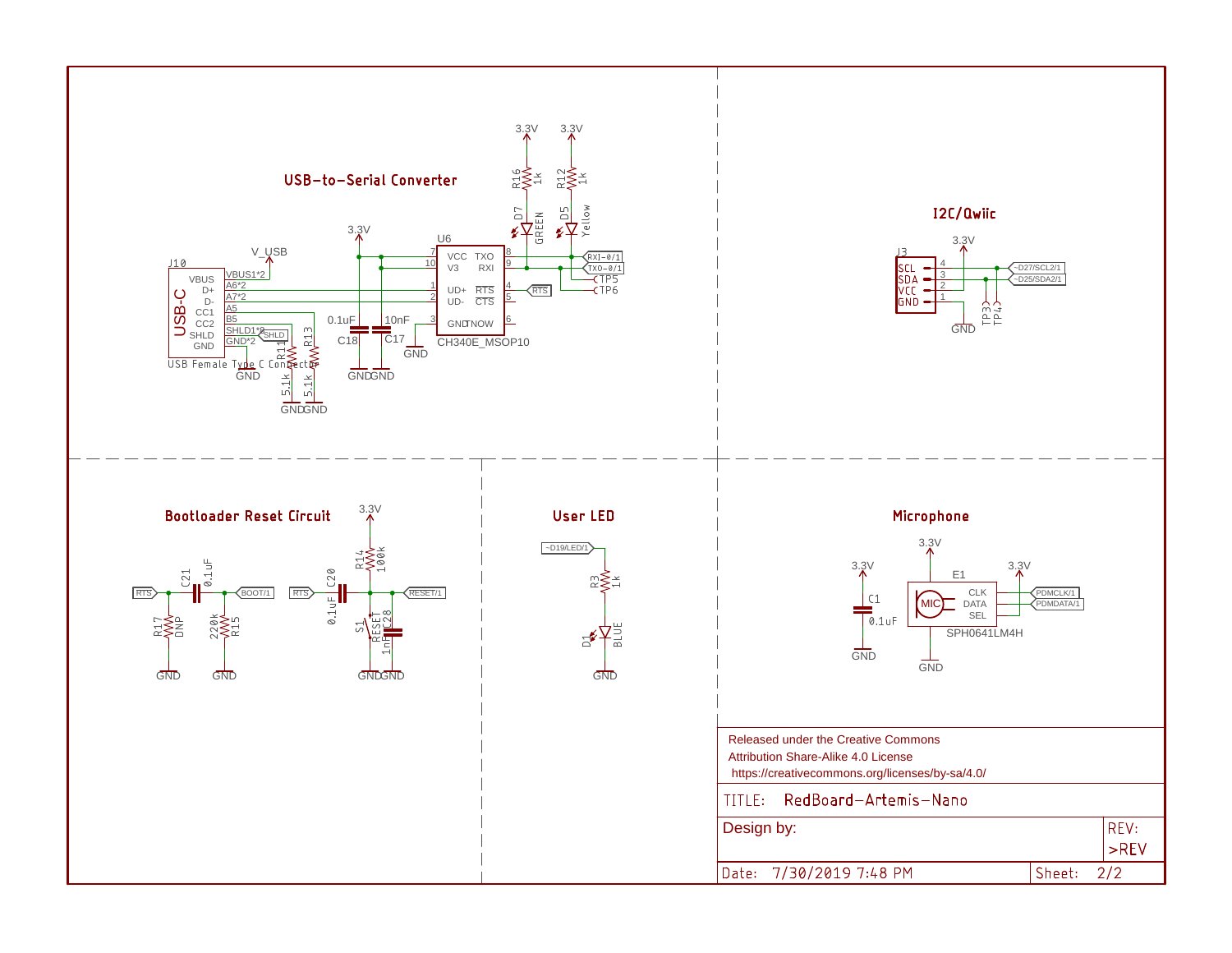## USB-to-Serial Converter

J10
USB-C
USB Female Type C Connector
VBUS
D+
D-
CC1
CC2
SHLD
GND
VBUS1*2
A6*2
A7*2
A5
B5
SHLD1*2
GND*2
V_USB
SHLD
R11
5.1k
R13
5.1k
GND
GND
GND

3.3V
U6
CH340E_MSOP10
VCC
V3
UD+
UD-
GND
TXO
RXI
RTS
CTS
TNOW
7
10
1
2
3
8
9
4
5
6
0.1uF
C18
10nF
C17
GND
GND
GND
RTS

3.3V
R16
1k
D7
GREEN
3.3V
R12
1k
D5
Yellow
RXI-0/1
TXO-0/1
TP5
TP6

## I2C/Qwiic

J3
3.3V
SCL
SDA
VCC
GND
4
3
2
1
GND
~D27/SCL2/1
~D25/SDA2/1
TP3
TP4

## Bootloader Reset Circuit

RTS
C21
0.1uF
BOOT/1
R17
DNP
220k
R15
GND
GND

3.3V
R14
100k
RTS
C20
0.1uF
RESET/1
S1
RESET
C28
1nF
GND
GND

## User LED

~D19/LED/1
R3
1k
D1
BLUE
GND

## Microphone

3.3V
C1
0.1uF
GND
3.3V
E1
MIC
CLK
DATA
SEL
SPH0641LM4H
GND
3.3V
PDMCLK/1
PDMDATA/1

Released under the Creative Commons
Attribution Share-Alike 4.0 License
https://creativecommons.org/licenses/by-sa/4.0/

TITLE: RedBoard-Artemis-Nano

Design by:

REV: >REV

Date: 7/30/2019 7:48 PM

Sheet: 2/2